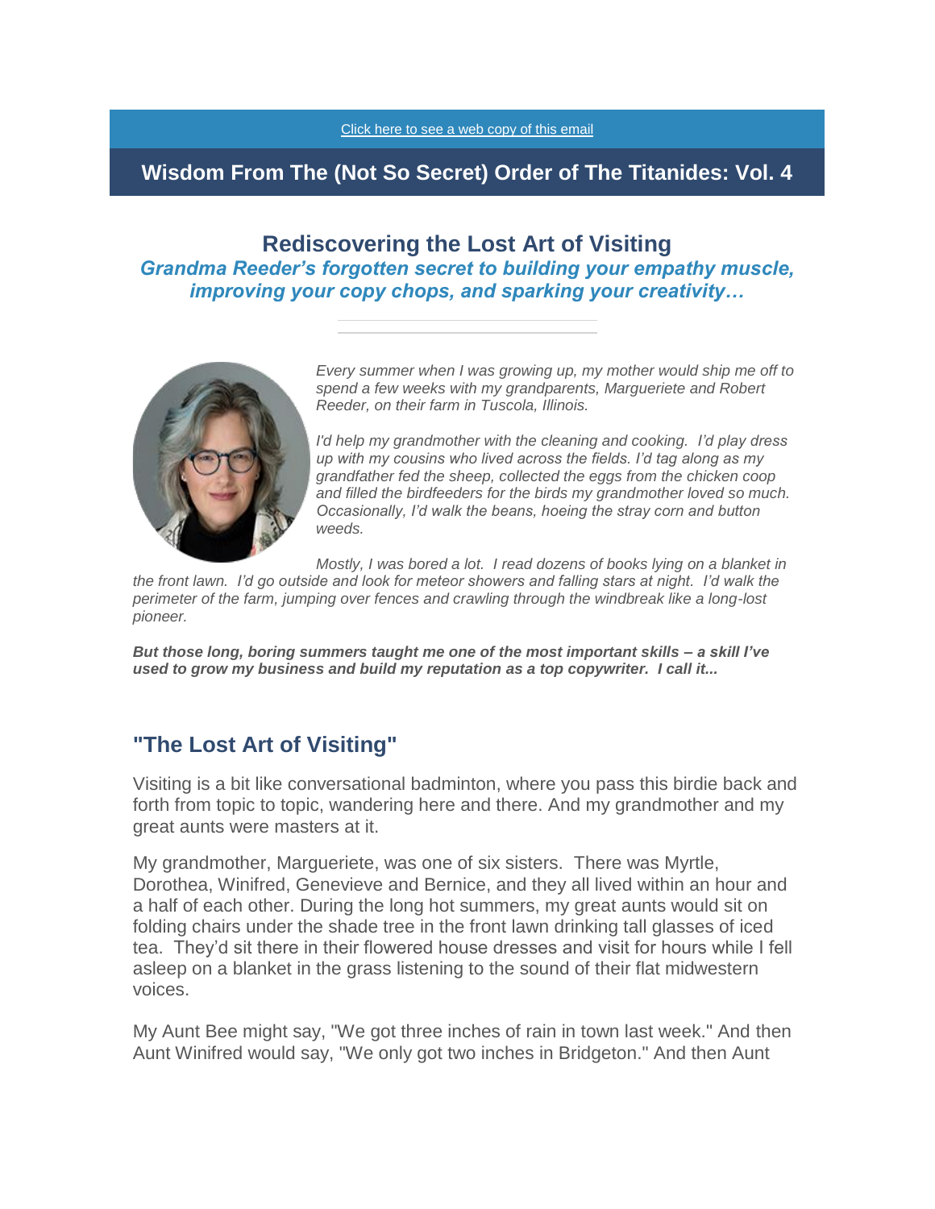Click here to see a web copy of this email

# Wisdom From The (Not So Secret) Order of The Titanides: Vol. 4

## Rediscovering the Lost Art of Visiting

***Grandma Reeder's forgotten secret to building your empathy muscle, improving your copy chops, and sparking your creativity…***

*Every summer when I was growing up, my mother would ship me off to spend a few weeks with my grandparents, Marguerite and Robert Reeder, on their farm in Tuscola, Illinois.*

*I'd help my grandmother with the cleaning and cooking. I'd play dress up with my cousins who lived across the fields. I'd tag along as my grandfather fed the sheep, collected the eggs from the chicken coop and filled the birdfeeders for the birds my grandmother loved so much. Occasionally, I'd walk the beans, hoeing the stray corn and button weeds.*

*Mostly, I was bored a lot. I read dozens of books lying on a blanket in the front lawn. I'd go outside and look for meteor showers and falling stars at night. I'd walk the perimeter of the farm, jumping over fences and crawling through the windbreak like a long-lost pioneer.*

***But those long, boring summers taught me one of the most important skills – a skill I've used to grow my business and build my reputation as a top copywriter. I call it...***

## "The Lost Art of Visiting"

Visiting is a bit like conversational badminton, where you pass this birdie back and forth from topic to topic, wandering here and there. And my grandmother and my great aunts were masters at it.

My grandmother, Marguerite, was one of six sisters. There was Myrtle, Dorothea, Winifred, Genevieve and Bernice, and they all lived within an hour and a half of each other. During the long hot summers, my great aunts would sit on folding chairs under the shade tree in the front lawn drinking tall glasses of iced tea. They'd sit there in their flowered house dresses and visit for hours while I fell asleep on a blanket in the grass listening to the sound of their flat midwestern voices.

My Aunt Bee might say, "We got three inches of rain in town last week." And then Aunt Winifred would say, "We only got two inches in Bridgeton." And then Aunt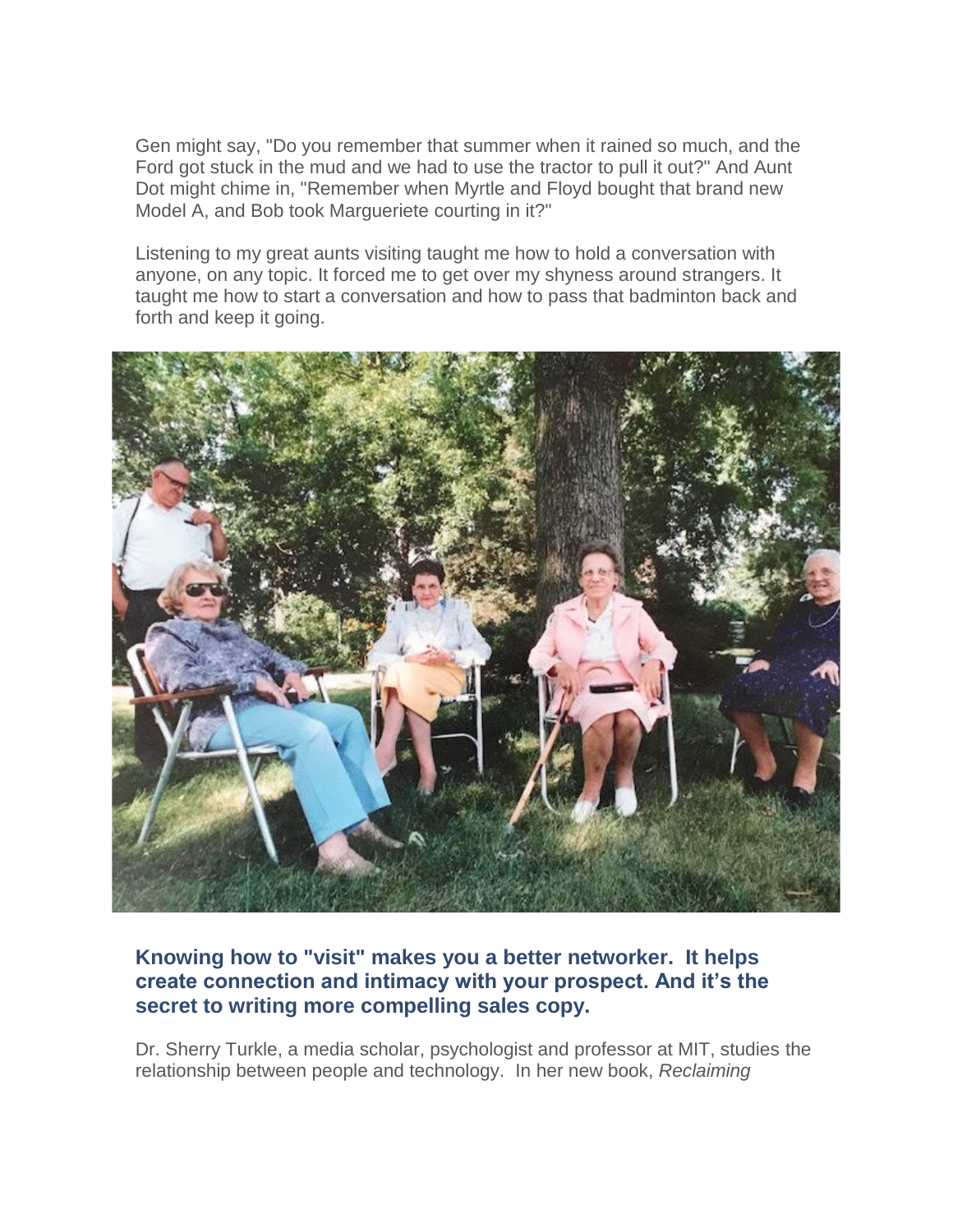Gen might say, "Do you remember that summer when it rained so much, and the Ford got stuck in the mud and we had to use the tractor to pull it out?" And Aunt Dot might chime in, "Remember when Myrtle and Floyd bought that brand new Model A, and Bob took Margueriete courting in it?"

Listening to my great aunts visiting taught me how to hold a conversation with anyone, on any topic. It forced me to get over my shyness around strangers. It taught me how to start a conversation and how to pass that badminton back and forth and keep it going.

### Knowing how to "visit" makes you a better networker. It helps create connection and intimacy with your prospect. And it's the secret to writing more compelling sales copy.

Dr. Sherry Turkle, a media scholar, psychologist and professor at MIT, studies the relationship between people and technology. In her new book, *Reclaiming*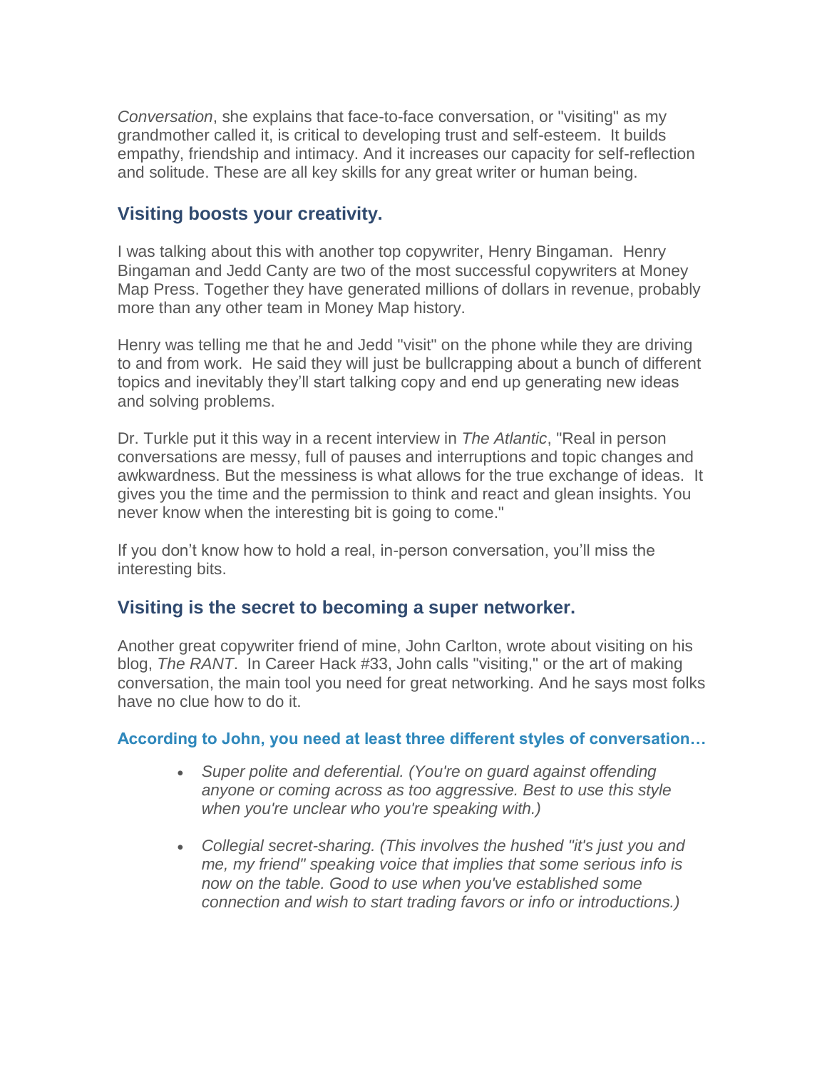*Conversation*, she explains that face-to-face conversation, or "visiting" as my grandmother called it, is critical to developing trust and self-esteem. It builds empathy, friendship and intimacy. And it increases our capacity for self-reflection and solitude. These are all key skills for any great writer or human being.

## Visiting boosts your creativity.

I was talking about this with another top copywriter, Henry Bingaman. Henry Bingaman and Jedd Canty are two of the most successful copywriters at Money Map Press. Together they have generated millions of dollars in revenue, probably more than any other team in Money Map history.

Henry was telling me that he and Jedd "visit" on the phone while they are driving to and from work. He said they will just be bullcrapping about a bunch of different topics and inevitably they'll start talking copy and end up generating new ideas and solving problems.

Dr. Turkle put it this way in a recent interview in *The Atlantic*, "Real in person conversations are messy, full of pauses and interruptions and topic changes and awkwardness. But the messiness is what allows for the true exchange of ideas. It gives you the time and the permission to think and react and glean insights. You never know when the interesting bit is going to come."

If you don't know how to hold a real, in-person conversation, you'll miss the interesting bits.

## Visiting is the secret to becoming a super networker.

Another great copywriter friend of mine, John Carlton, wrote about visiting on his blog, *The RANT*. In Career Hack #33, John calls "visiting," or the art of making conversation, the main tool you need for great networking. And he says most folks have no clue how to do it.

### According to John, you need at least three different styles of conversation…

- *Super polite and deferential. (You're on guard against offending anyone or coming across as too aggressive. Best to use this style when you're unclear who you're speaking with.)*
- *Collegial secret-sharing. (This involves the hushed "it's just you and me, my friend" speaking voice that implies that some serious info is now on the table. Good to use when you've established some connection and wish to start trading favors or info or introductions.)*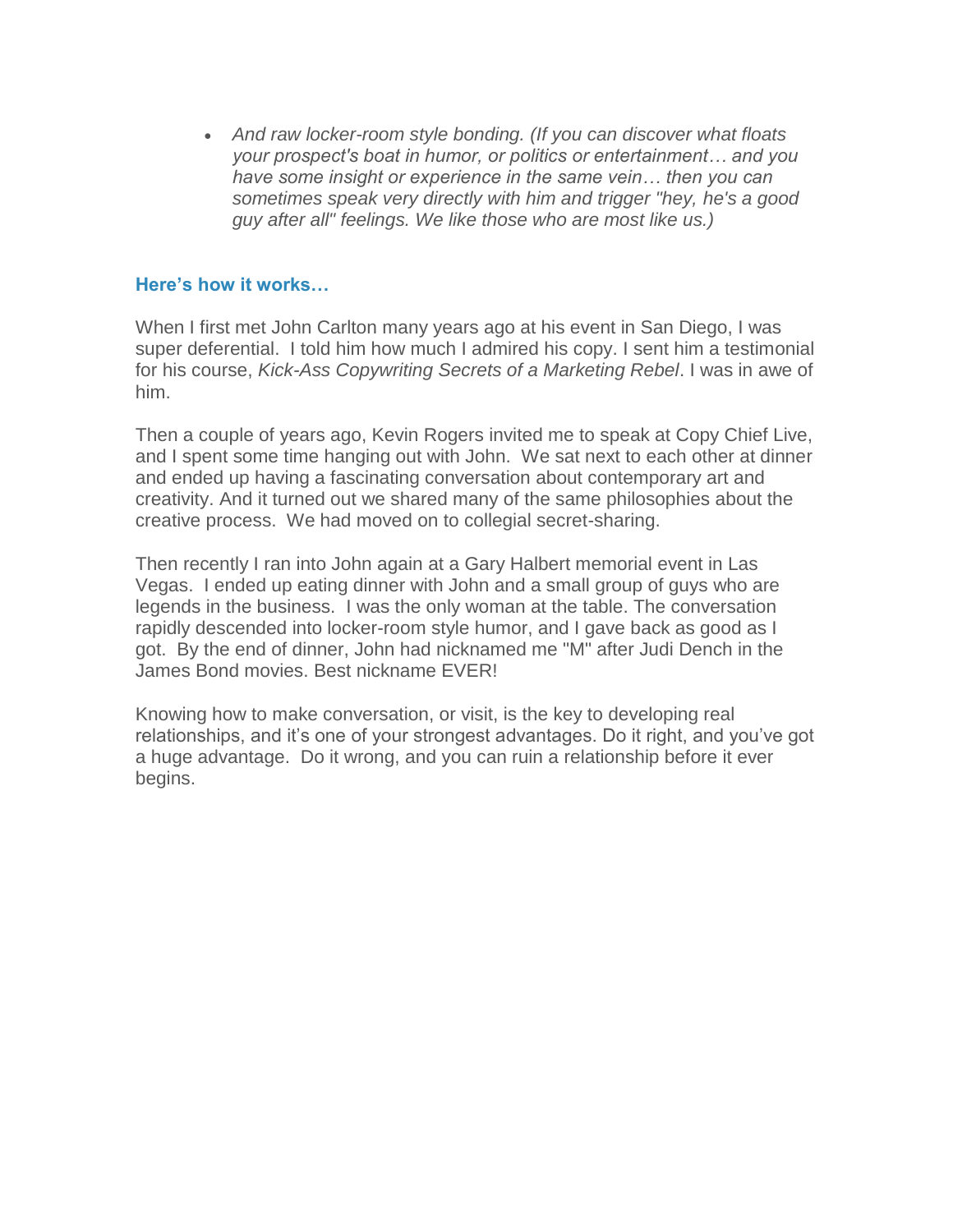- *And raw locker-room style bonding. (If you can discover what floats your prospect's boat in humor, or politics or entertainment… and you have some insight or experience in the same vein… then you can sometimes speak very directly with him and trigger "hey, he's a good guy after all" feelings. We like those who are most like us.)*

### Here's how it works…

When I first met John Carlton many years ago at his event in San Diego, I was super deferential. I told him how much I admired his copy. I sent him a testimonial for his course, *Kick-Ass Copywriting Secrets of a Marketing Rebel*. I was in awe of him.

Then a couple of years ago, Kevin Rogers invited me to speak at Copy Chief Live, and I spent some time hanging out with John. We sat next to each other at dinner and ended up having a fascinating conversation about contemporary art and creativity. And it turned out we shared many of the same philosophies about the creative process. We had moved on to collegial secret-sharing.

Then recently I ran into John again at a Gary Halbert memorial event in Las Vegas. I ended up eating dinner with John and a small group of guys who are legends in the business. I was the only woman at the table. The conversation rapidly descended into locker-room style humor, and I gave back as good as I got. By the end of dinner, John had nicknamed me "M" after Judi Dench in the James Bond movies. Best nickname EVER!

Knowing how to make conversation, or visit, is the key to developing real relationships, and it's one of your strongest advantages. Do it right, and you've got a huge advantage. Do it wrong, and you can ruin a relationship before it ever begins.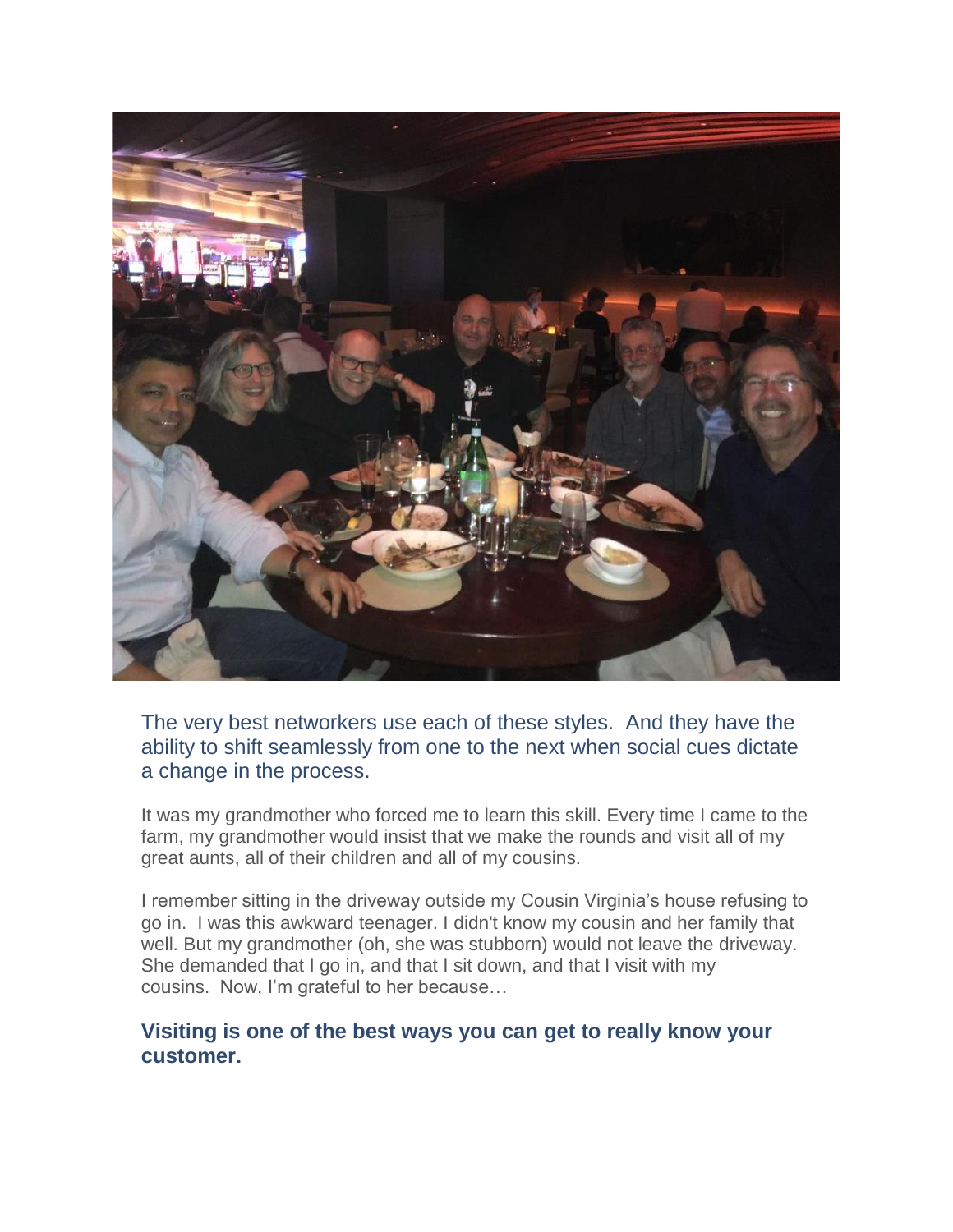The very best networkers use each of these styles. And they have the ability to shift seamlessly from one to the next when social cues dictate a change in the process.

It was my grandmother who forced me to learn this skill. Every time I came to the farm, my grandmother would insist that we make the rounds and visit all of my great aunts, all of their children and all of my cousins.

I remember sitting in the driveway outside my Cousin Virginia's house refusing to go in. I was this awkward teenager. I didn't know my cousin and her family that well. But my grandmother (oh, she was stubborn) would not leave the driveway. She demanded that I go in, and that I sit down, and that I visit with my cousins. Now, I'm grateful to her because…

### **Visiting is one of the best ways you can get to really know your customer.**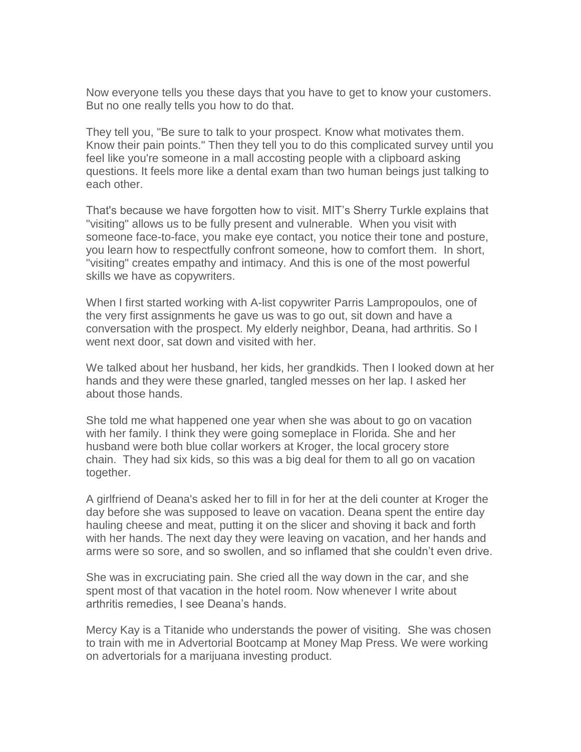Now everyone tells you these days that you have to get to know your customers. But no one really tells you how to do that.

They tell you, "Be sure to talk to your prospect. Know what motivates them. Know their pain points." Then they tell you to do this complicated survey until you feel like you're someone in a mall accosting people with a clipboard asking questions. It feels more like a dental exam than two human beings just talking to each other.

That's because we have forgotten how to visit. MIT's Sherry Turkle explains that "visiting" allows us to be fully present and vulnerable. When you visit with someone face-to-face, you make eye contact, you notice their tone and posture, you learn how to respectfully confront someone, how to comfort them. In short, "visiting" creates empathy and intimacy. And this is one of the most powerful skills we have as copywriters.

When I first started working with A-list copywriter Parris Lampropoulos, one of the very first assignments he gave us was to go out, sit down and have a conversation with the prospect. My elderly neighbor, Deana, had arthritis. So I went next door, sat down and visited with her.

We talked about her husband, her kids, her grandkids. Then I looked down at her hands and they were these gnarled, tangled messes on her lap. I asked her about those hands.

She told me what happened one year when she was about to go on vacation with her family. I think they were going someplace in Florida. She and her husband were both blue collar workers at Kroger, the local grocery store chain. They had six kids, so this was a big deal for them to all go on vacation together.

A girlfriend of Deana's asked her to fill in for her at the deli counter at Kroger the day before she was supposed to leave on vacation. Deana spent the entire day hauling cheese and meat, putting it on the slicer and shoving it back and forth with her hands. The next day they were leaving on vacation, and her hands and arms were so sore, and so swollen, and so inflamed that she couldn't even drive.

She was in excruciating pain. She cried all the way down in the car, and she spent most of that vacation in the hotel room. Now whenever I write about arthritis remedies, I see Deana's hands.

Mercy Kay is a Titanide who understands the power of visiting. She was chosen to train with me in Advertorial Bootcamp at Money Map Press. We were working on advertorials for a marijuana investing product.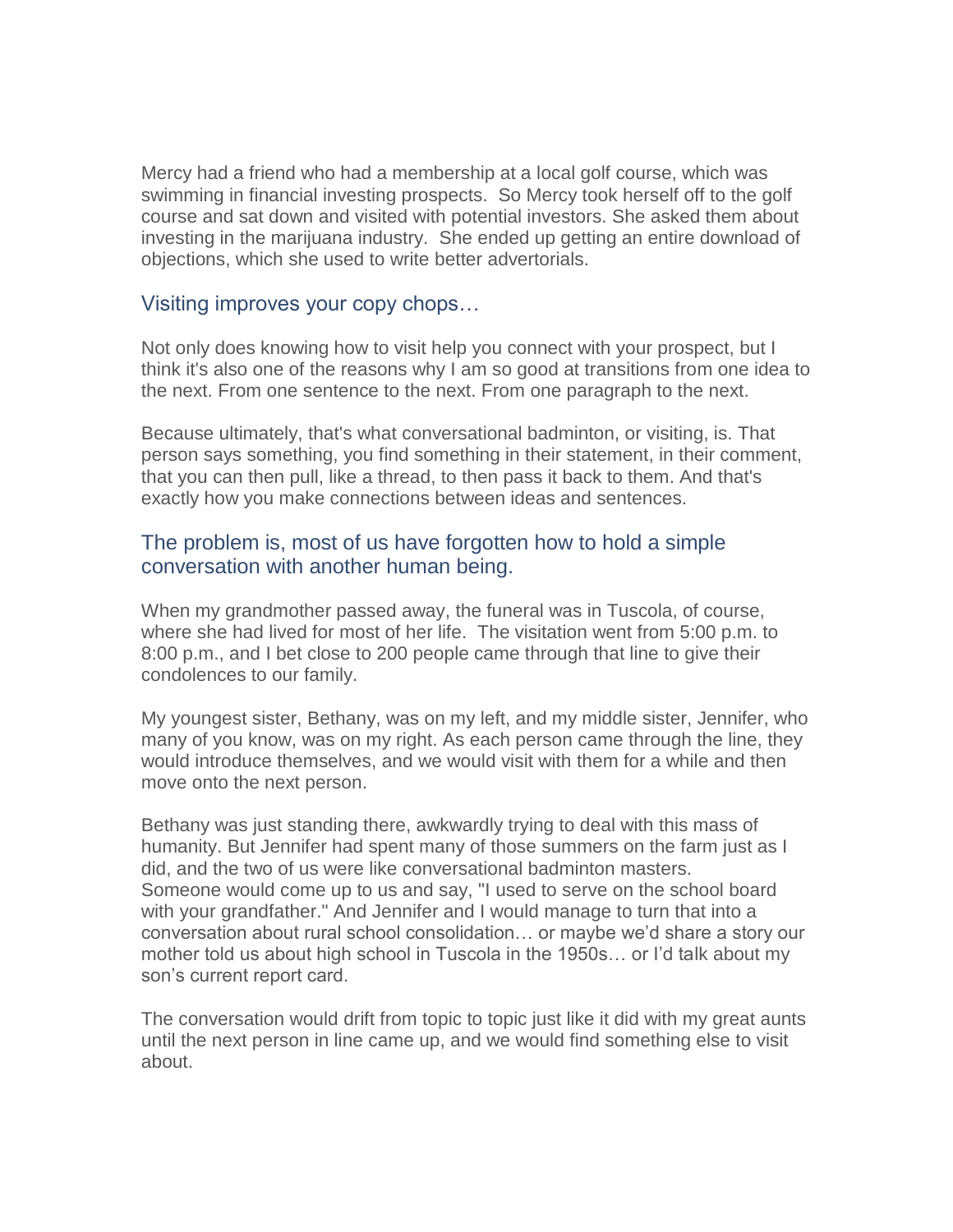Mercy had a friend who had a membership at a local golf course, which was swimming in financial investing prospects. So Mercy took herself off to the golf course and sat down and visited with potential investors. She asked them about investing in the marijuana industry. She ended up getting an entire download of objections, which she used to write better advertorials.

## Visiting improves your copy chops…

Not only does knowing how to visit help you connect with your prospect, but I think it's also one of the reasons why I am so good at transitions from one idea to the next. From one sentence to the next. From one paragraph to the next.

Because ultimately, that's what conversational badminton, or visiting, is. That person says something, you find something in their statement, in their comment, that you can then pull, like a thread, to then pass it back to them. And that's exactly how you make connections between ideas and sentences.

## The problem is, most of us have forgotten how to hold a simple conversation with another human being.

When my grandmother passed away, the funeral was in Tuscola, of course, where she had lived for most of her life. The visitation went from 5:00 p.m. to 8:00 p.m., and I bet close to 200 people came through that line to give their condolences to our family.

My youngest sister, Bethany, was on my left, and my middle sister, Jennifer, who many of you know, was on my right. As each person came through the line, they would introduce themselves, and we would visit with them for a while and then move onto the next person.

Bethany was just standing there, awkwardly trying to deal with this mass of humanity. But Jennifer had spent many of those summers on the farm just as I did, and the two of us were like conversational badminton masters. Someone would come up to us and say, "I used to serve on the school board with your grandfather." And Jennifer and I would manage to turn that into a conversation about rural school consolidation… or maybe we'd share a story our mother told us about high school in Tuscola in the 1950s… or I'd talk about my son's current report card.

The conversation would drift from topic to topic just like it did with my great aunts until the next person in line came up, and we would find something else to visit about.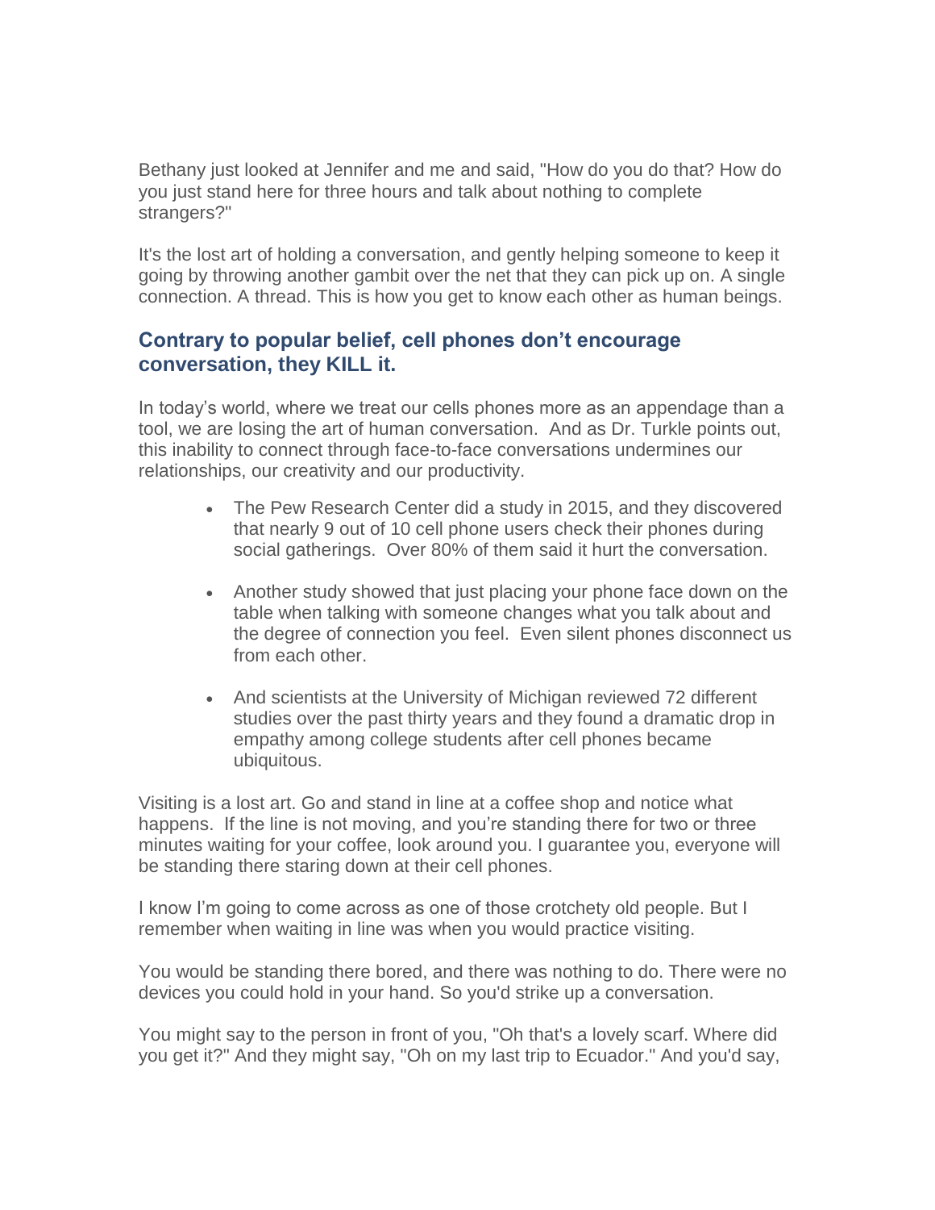Bethany just looked at Jennifer and me and said, "How do you do that? How do you just stand here for three hours and talk about nothing to complete strangers?"

It's the lost art of holding a conversation, and gently helping someone to keep it going by throwing another gambit over the net that they can pick up on. A single connection. A thread. This is how you get to know each other as human beings.

## Contrary to popular belief, cell phones don't encourage conversation, they KILL it.

In today's world, where we treat our cells phones more as an appendage than a tool, we are losing the art of human conversation. And as Dr. Turkle points out, this inability to connect through face-to-face conversations undermines our relationships, our creativity and our productivity.

- The Pew Research Center did a study in 2015, and they discovered that nearly 9 out of 10 cell phone users check their phones during social gatherings. Over 80% of them said it hurt the conversation.

- Another study showed that just placing your phone face down on the table when talking with someone changes what you talk about and the degree of connection you feel. Even silent phones disconnect us from each other.

- And scientists at the University of Michigan reviewed 72 different studies over the past thirty years and they found a dramatic drop in empathy among college students after cell phones became ubiquitous.

Visiting is a lost art. Go and stand in line at a coffee shop and notice what happens. If the line is not moving, and you're standing there for two or three minutes waiting for your coffee, look around you. I guarantee you, everyone will be standing there staring down at their cell phones.

I know I'm going to come across as one of those crotchety old people. But I remember when waiting in line was when you would practice visiting.

You would be standing there bored, and there was nothing to do. There were no devices you could hold in your hand. So you'd strike up a conversation.

You might say to the person in front of you, "Oh that's a lovely scarf. Where did you get it?" And they might say, "Oh on my last trip to Ecuador." And you'd say,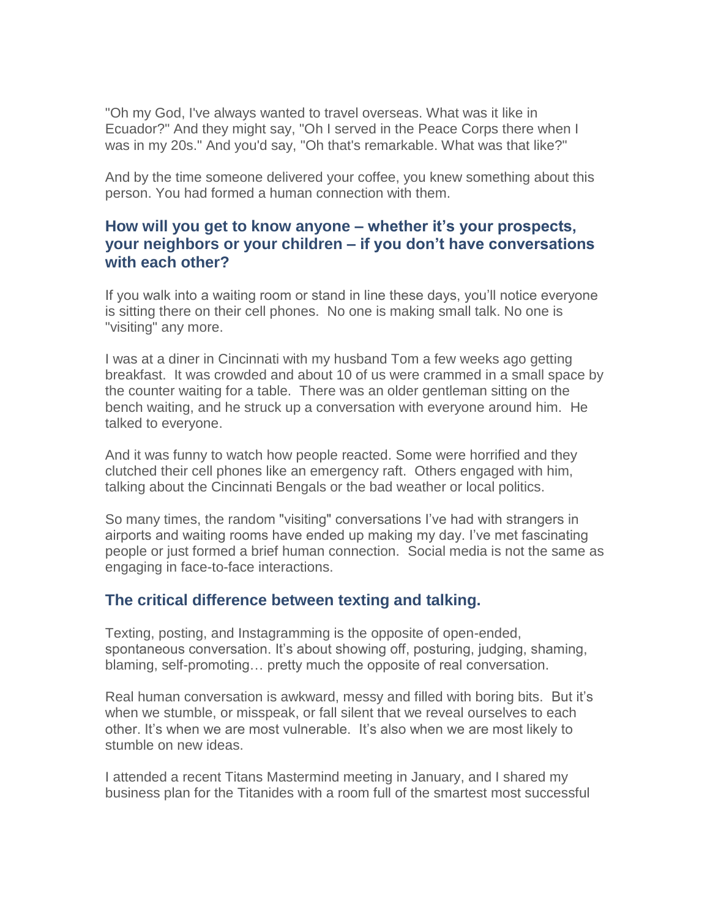"Oh my God, I've always wanted to travel overseas. What was it like in Ecuador?" And they might say, "Oh I served in the Peace Corps there when I was in my 20s." And you'd say, "Oh that's remarkable. What was that like?"

And by the time someone delivered your coffee, you knew something about this person. You had formed a human connection with them.

### How will you get to know anyone – whether it's your prospects, your neighbors or your children – if you don't have conversations with each other?

If you walk into a waiting room or stand in line these days, you'll notice everyone is sitting there on their cell phones. No one is making small talk. No one is "visiting" any more.

I was at a diner in Cincinnati with my husband Tom a few weeks ago getting breakfast. It was crowded and about 10 of us were crammed in a small space by the counter waiting for a table. There was an older gentleman sitting on the bench waiting, and he struck up a conversation with everyone around him. He talked to everyone.

And it was funny to watch how people reacted. Some were horrified and they clutched their cell phones like an emergency raft. Others engaged with him, talking about the Cincinnati Bengals or the bad weather or local politics.

So many times, the random "visiting" conversations I've had with strangers in airports and waiting rooms have ended up making my day. I've met fascinating people or just formed a brief human connection. Social media is not the same as engaging in face-to-face interactions.

### The critical difference between texting and talking.

Texting, posting, and Instagramming is the opposite of open-ended, spontaneous conversation. It's about showing off, posturing, judging, shaming, blaming, self-promoting… pretty much the opposite of real conversation.

Real human conversation is awkward, messy and filled with boring bits. But it's when we stumble, or misspeak, or fall silent that we reveal ourselves to each other. It's when we are most vulnerable. It's also when we are most likely to stumble on new ideas.

I attended a recent Titans Mastermind meeting in January, and I shared my business plan for the Titanides with a room full of the smartest most successful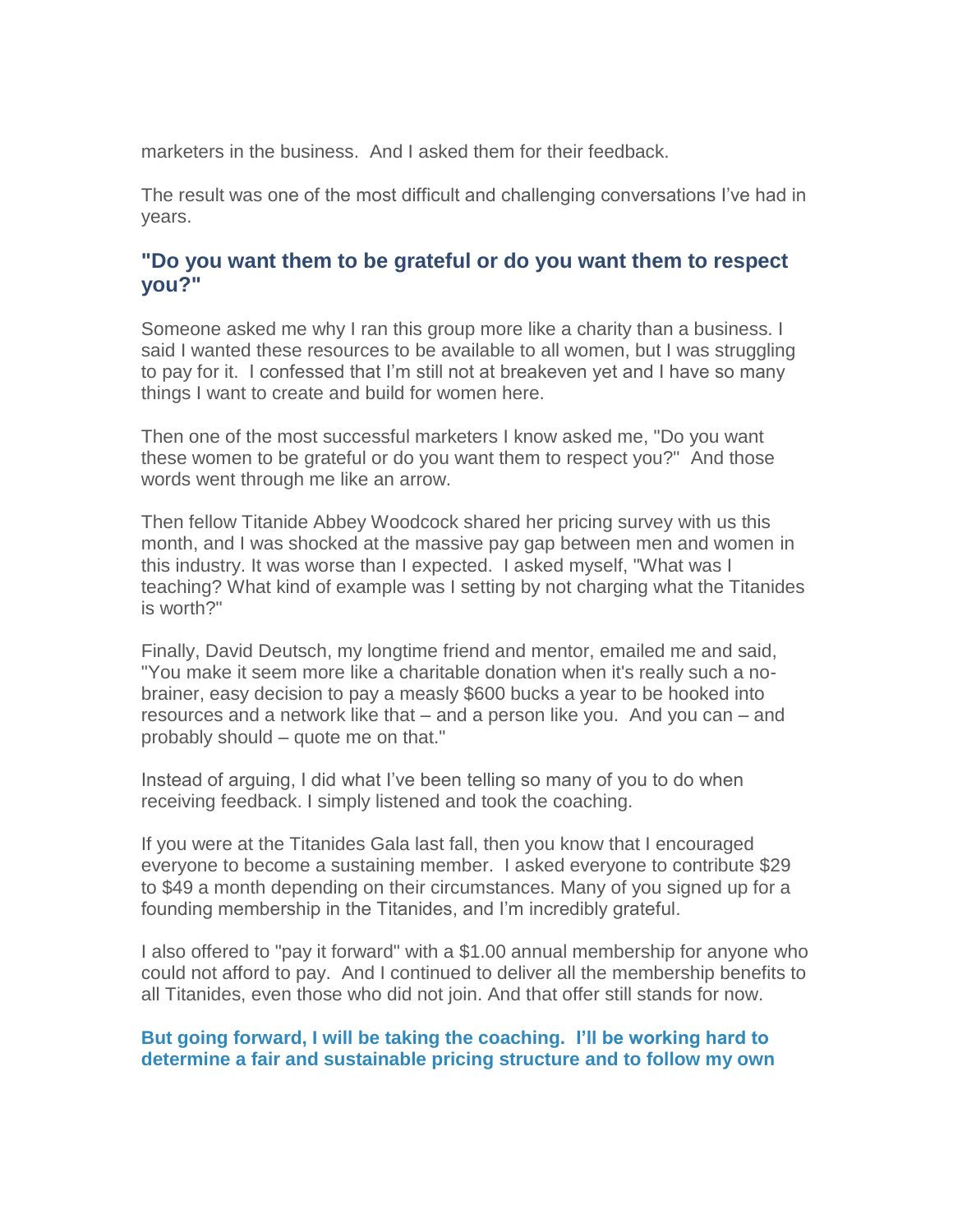marketers in the business.  And I asked them for their feedback.

The result was one of the most difficult and challenging conversations I've had in years.

### "Do you want them to be grateful or do you want them to respect you?"

Someone asked me why I ran this group more like a charity than a business. I said I wanted these resources to be available to all women, but I was struggling to pay for it.  I confessed that I'm still not at breakeven yet and I have so many things I want to create and build for women here.

Then one of the most successful marketers I know asked me, "Do you want these women to be grateful or do you want them to respect you?"  And those words went through me like an arrow.

Then fellow Titanide Abbey Woodcock shared her pricing survey with us this month, and I was shocked at the massive pay gap between men and women in this industry. It was worse than I expected.  I asked myself, "What was I teaching? What kind of example was I setting by not charging what the Titanides is worth?"

Finally, David Deutsch, my longtime friend and mentor, emailed me and said, "You make it seem more like a charitable donation when it's really such a no-brainer, easy decision to pay a measly $600 bucks a year to be hooked into resources and a network like that – and a person like you.  And you can – and probably should – quote me on that."

Instead of arguing, I did what I've been telling so many of you to do when receiving feedback. I simply listened and took the coaching.

If you were at the Titanides Gala last fall, then you know that I encouraged everyone to become a sustaining member.  I asked everyone to contribute $29 to $49 a month depending on their circumstances. Many of you signed up for a founding membership in the Titanides, and I'm incredibly grateful.

I also offered to "pay it forward" with a $1.00 annual membership for anyone who could not afford to pay.  And I continued to deliver all the membership benefits to all Titanides, even those who did not join. And that offer still stands for now.

**But going forward, I will be taking the coaching.  I'll be working hard to determine a fair and sustainable pricing structure and to follow my own**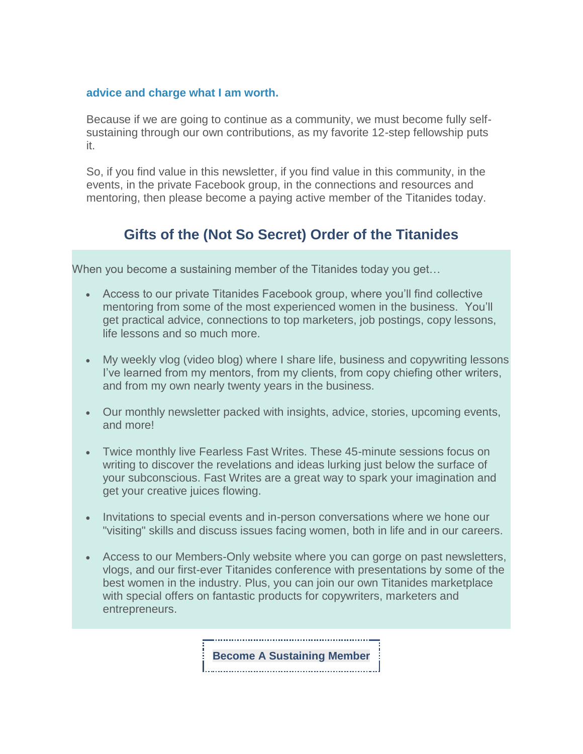**advice and charge what I am worth.**

Because if we are going to continue as a community, we must become fully self-sustaining through our own contributions, as my favorite 12-step fellowship puts it.

So, if you find value in this newsletter, if you find value in this community, in the events, in the private Facebook group, in the connections and resources and mentoring, then please become a paying active member of the Titanides today.

## Gifts of the (Not So Secret) Order of the Titanides

When you become a sustaining member of the Titanides today you get…

- Access to our private Titanides Facebook group, where you'll find collective mentoring from some of the most experienced women in the business. You'll get practical advice, connections to top marketers, job postings, copy lessons, life lessons and so much more.
- My weekly vlog (video blog) where I share life, business and copywriting lessons I've learned from my mentors, from my clients, from copy chiefing other writers, and from my own nearly twenty years in the business.
- Our monthly newsletter packed with insights, advice, stories, upcoming events, and more!
- Twice monthly live Fearless Fast Writes. These 45-minute sessions focus on writing to discover the revelations and ideas lurking just below the surface of your subconscious. Fast Writes are a great way to spark your imagination and get your creative juices flowing.
- Invitations to special events and in-person conversations where we hone our "visiting" skills and discuss issues facing women, both in life and in our careers.
- Access to our Members-Only website where you can gorge on past newsletters, vlogs, and our first-ever Titanides conference with presentations by some of the best women in the industry. Plus, you can join our own Titanides marketplace with special offers on fantastic products for copywriters, marketers and entrepreneurs.

**Become A Sustaining Member**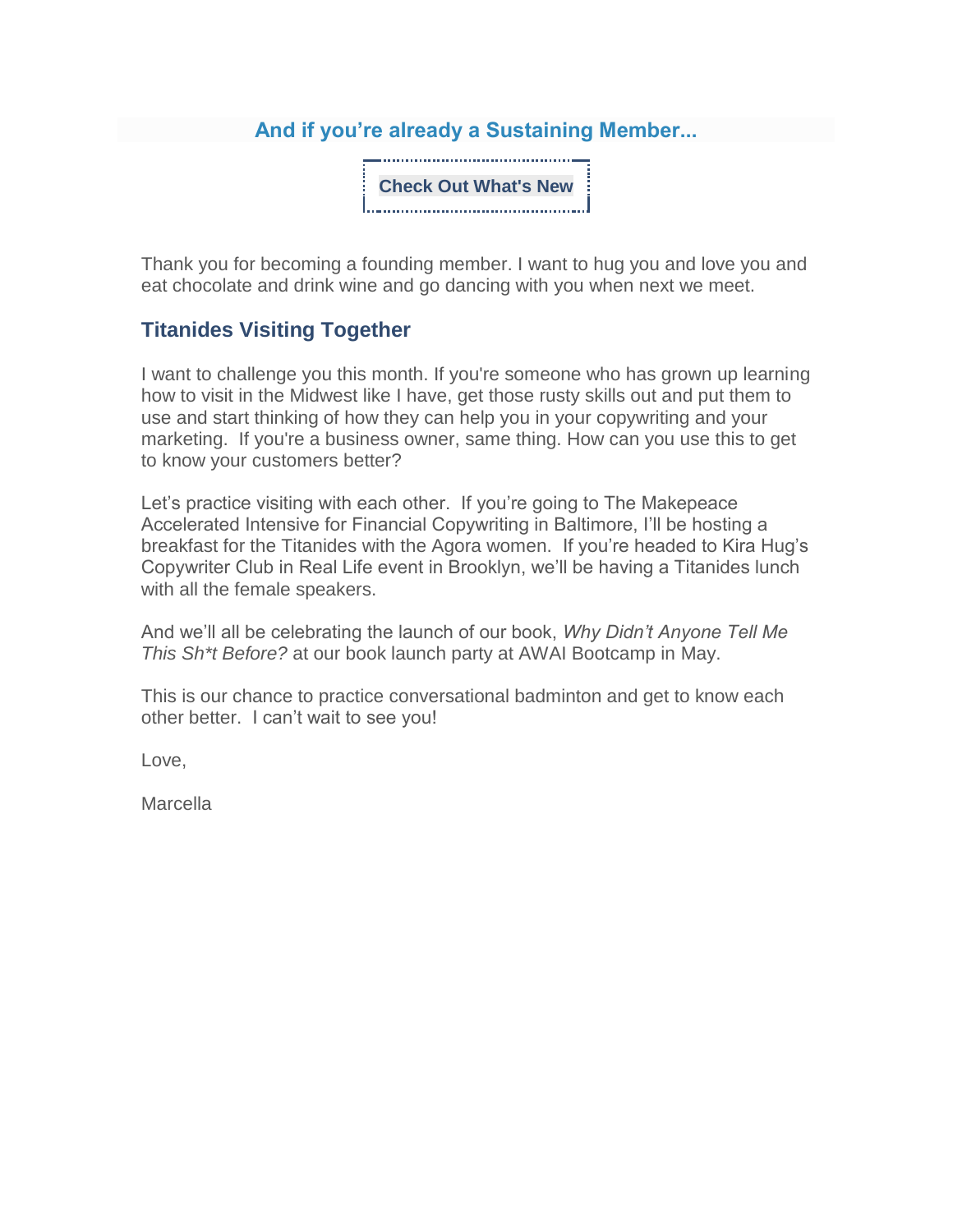## And if you're already a Sustaining Member...

**Check Out What's New**

Thank you for becoming a founding member. I want to hug you and love you and eat chocolate and drink wine and go dancing with you when next we meet.

### Titanides Visiting Together

I want to challenge you this month. If you're someone who has grown up learning how to visit in the Midwest like I have, get those rusty skills out and put them to use and start thinking of how they can help you in your copywriting and your marketing. If you're a business owner, same thing. How can you use this to get to know your customers better?

Let's practice visiting with each other. If you're going to The Makepeace Accelerated Intensive for Financial Copywriting in Baltimore, I'll be hosting a breakfast for the Titanides with the Agora women. If you're headed to Kira Hug's Copywriter Club in Real Life event in Brooklyn, we'll be having a Titanides lunch with all the female speakers.

And we'll all be celebrating the launch of our book, *Why Didn't Anyone Tell Me This Sh*t Before?* at our book launch party at AWAI Bootcamp in May.

This is our chance to practice conversational badminton and get to know each other better. I can't wait to see you!

Love,

Marcella